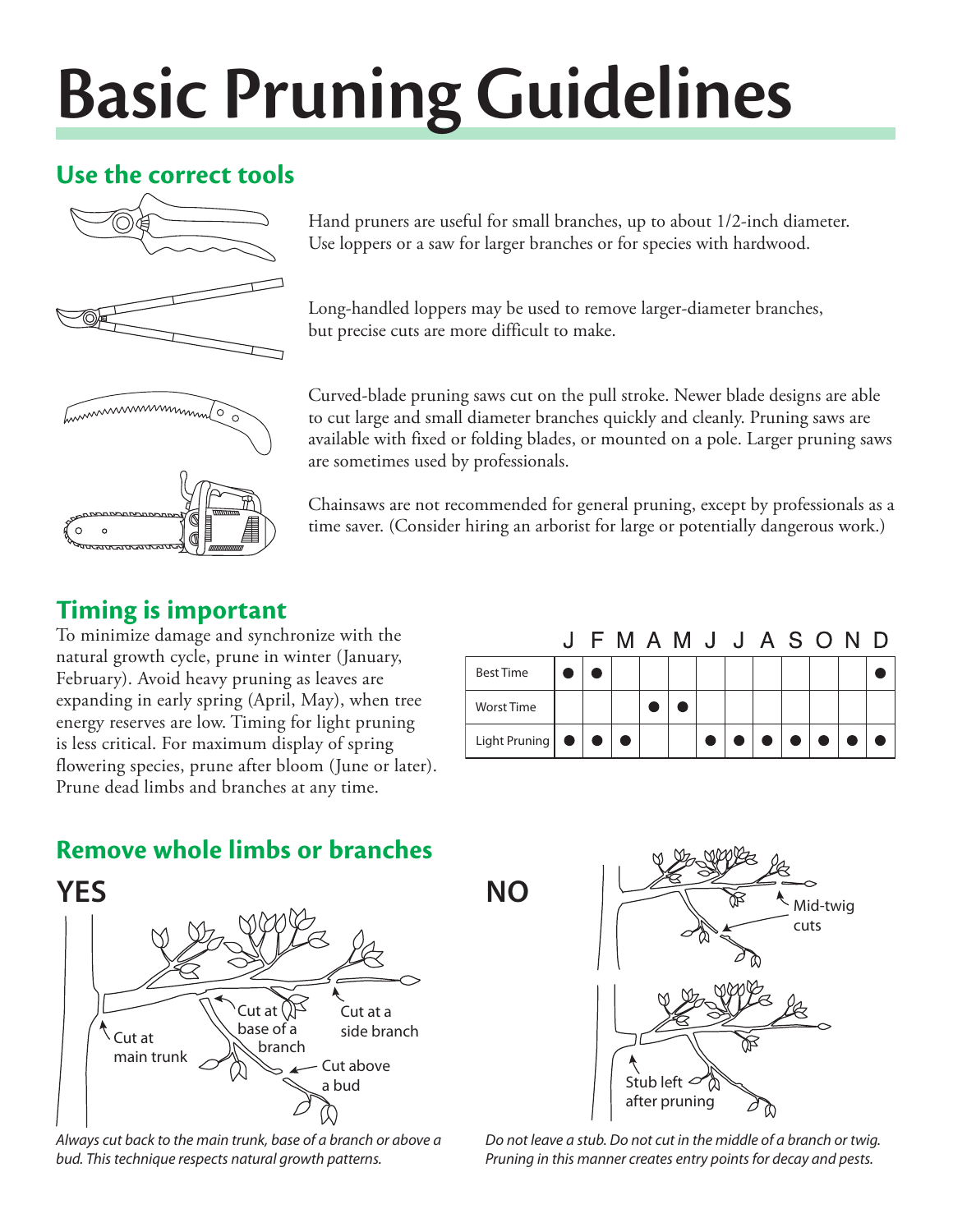# Basic Pruning Guidelines

## Use the correct tools

Hand pruners are useful for small branches, up to about 1/2-inch diameter. Use loppers or a saw for larger branches or for species with hardwood.

Long-handled loppers may be used to remove larger-diameter branches, but precise cuts are more difficult to make.

Curved-blade pruning saws cut on the pull stroke. Newer blade designs are able to cut large and small diameter branches quickly and cleanly. Pruning saws are available with fixed or folding blades, or mounted on a pole. Larger pruning saws are sometimes used by professionals.

Chainsaws are not recommended for general pruning, except by professionals as a time saver. (Consider hiring an arborist for large or potentially dangerous work.)

## Timing is important

To minimize damage and synchronize with the natural growth cycle, prune in winter (January, February). Avoid heavy pruning as leaves are expanding in early spring (April, May), when tree energy reserves are low. Timing for light pruning is less critical. For maximum display of spring flowering species, prune after bloom (June or later). Prune dead limbs and branches at any time.

| | J | F | M | A | M | J | J | A | S | O | N | D |
|---|---|---|---|---|---|---|---|---|---|---|---|---|
| Best Time | ● | ● | | | | | | | | | | ● |
| Worst Time | | | | ● | ● | | | | | | | |
| Light Pruning | ● | ● | ● | | | ● | ● | ● | ● | ● | ● | ● |

## Remove whole limbs or branches

**YES**

Cut at main trunk

Cut at base of a branch

Cut at a side branch

Cut above a bud

*Always cut back to the main trunk, base of a branch or above a bud. This technique respects natural growth patterns.*

**NO**

Mid-twig cuts

Stub left after pruning

*Do not leave a stub. Do not cut in the middle of a branch or twig. Pruning in this manner creates entry points for decay and pests.*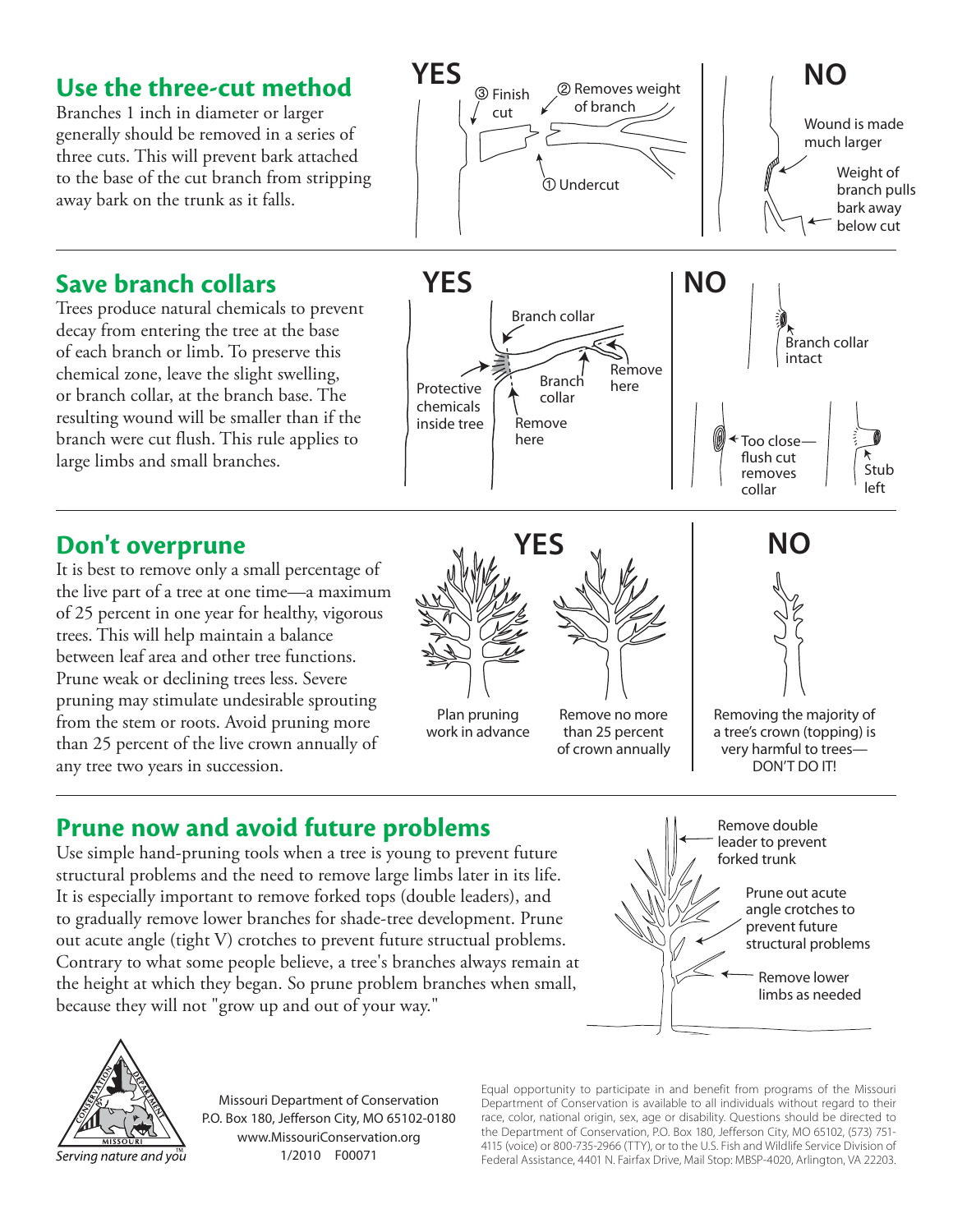## Use the three-cut method

Branches 1 inch in diameter or larger generally should be removed in a series of three cuts. This will prevent bark attached to the base of the cut branch from stripping away bark on the trunk as it falls.

YES

③ Finish cut

② Removes weight of branch

① Undercut

NO

Wound is made much larger

Weight of branch pulls bark away below cut

## Save branch collars

Trees produce natural chemicals to prevent decay from entering the tree at the base of each branch or limb. To preserve this chemical zone, leave the slight swelling, or branch collar, at the branch base. The resulting wound will be smaller than if the branch were cut flush. This rule applies to large limbs and small branches.

YES

Branch collar

Protective chemicals inside tree

Branch collar

Remove here

Remove here

NO

Branch collar intact

Too close—flush cut removes collar

Stub left

## Don't overprune

It is best to remove only a small percentage of the live part of a tree at one time—a maximum of 25 percent in one year for healthy, vigorous trees. This will help maintain a balance between leaf area and other tree functions. Prune weak or declining trees less. Severe pruning may stimulate undesirable sprouting from the stem or roots. Avoid pruning more than 25 percent of the live crown annually of any tree two years in succession.

YES

Plan pruning work in advance

Remove no more than 25 percent of crown annually

NO

Removing the majority of a tree's crown (topping) is very harmful to trees—DON'T DO IT!

## Prune now and avoid future problems

Use simple hand-pruning tools when a tree is young to prevent future structural problems and the need to remove large limbs later in its life. It is especially important to remove forked tops (double leaders), and to gradually remove lower branches for shade-tree development. Prune out acute angle (tight V) crotches to prevent future structual problems. Contrary to what some people believe, a tree's branches always remain at the height at which they began. So prune problem branches when small, because they will not "grow up and out of your way."

Remove double leader to prevent forked trunk

Prune out acute angle crotches to prevent future structural problems

Remove lower limbs as needed

*Serving nature and you*

Missouri Department of Conservation
P.O. Box 180, Jefferson City, MO 65102-0180
www.MissouriConservation.org
1/2010 F00071

Equal opportunity to participate in and benefit from programs of the Missouri Department of Conservation is available to all individuals without regard to their race, color, national origin, sex, age or disability. Questions should be directed to the Department of Conservation, P.O. Box 180, Jefferson City, MO 65102, (573) 751-4115 (voice) or 800-735-2966 (TTY), or to the U.S. Fish and Wildlife Service Division of Federal Assistance, 4401 N. Fairfax Drive, Mail Stop: MBSP-4020, Arlington, VA 22203.